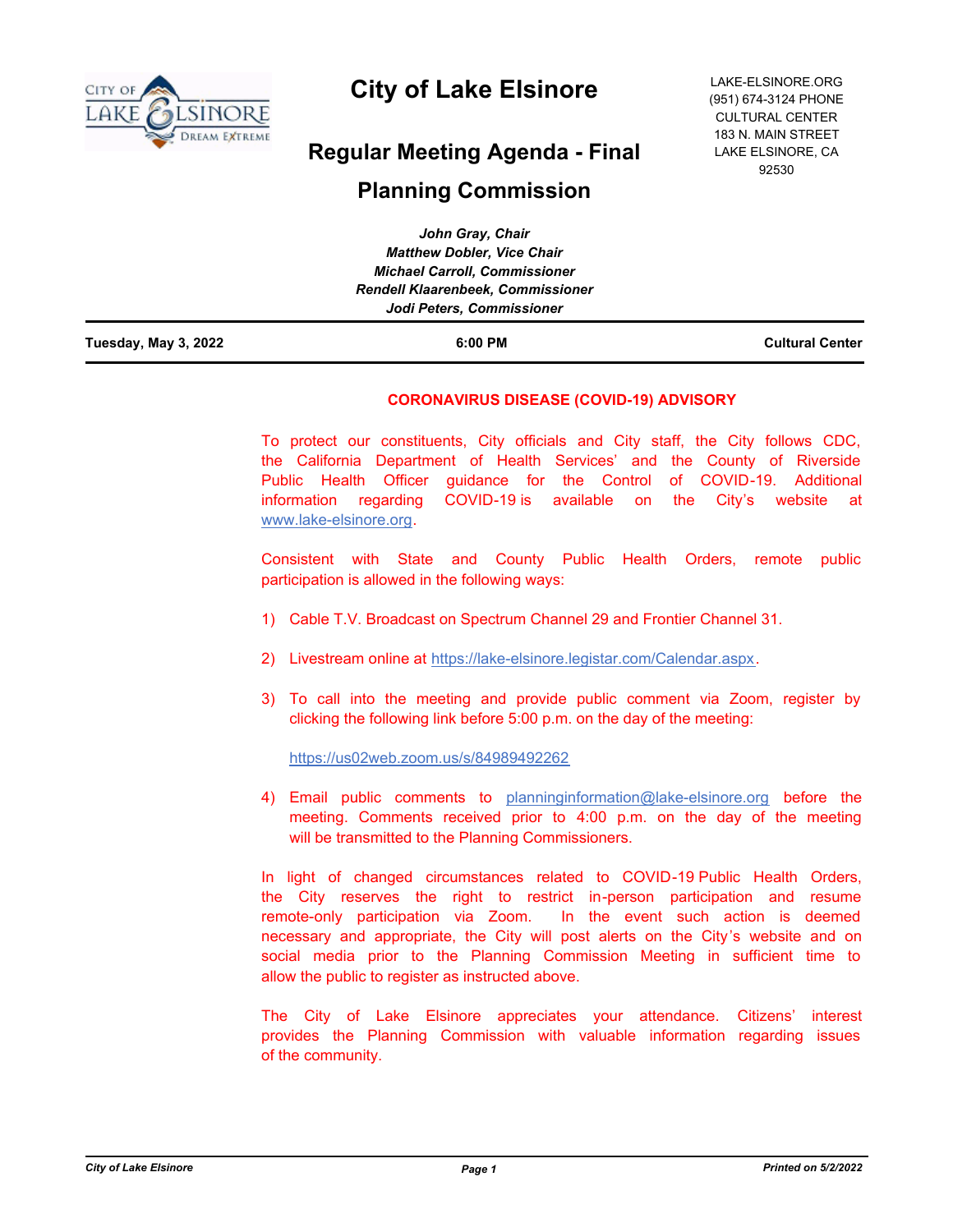# City of Lake Elsinore

LAKE-ELSINORE.ORG
(951) 674-3124 PHONE
CULTURAL CENTER
183 N. MAIN STREET
LAKE ELSINORE, CA
92530

## Regular Meeting Agenda - Final

## Planning Commission

***John Gray, Chair***
***Matthew Dobler, Vice Chair***
***Michael Carroll, Commissioner***
***Rendell Klaarenbeek, Commissioner***
***Jodi Peters, Commissioner***

**Tuesday, May 3, 2022** | **6:00 PM** | **Cultural Center**

**CORONAVIRUS DISEASE (COVID-19) ADVISORY**

To protect our constituents, City officials and City staff, the City follows CDC, the California Department of Health Services' and the County of Riverside Public Health Officer guidance for the Control of COVID-19. Additional information regarding COVID-19 is available on the City's website at www.lake-elsinore.org.

Consistent with State and County Public Health Orders, remote public participation is allowed in the following ways:

1) Cable T.V. Broadcast on Spectrum Channel 29 and Frontier Channel 31.

2) Livestream online at https://lake-elsinore.legistar.com/Calendar.aspx.

3) To call into the meeting and provide public comment via Zoom, register by clicking the following link before 5:00 p.m. on the day of the meeting:

   https://us02web.zoom.us/s/84989492262

4) Email public comments to planninginformation@lake-elsinore.org before the meeting. Comments received prior to 4:00 p.m. on the day of the meeting will be transmitted to the Planning Commissioners.

In light of changed circumstances related to COVID-19 Public Health Orders, the City reserves the right to restrict in-person participation and resume remote-only participation via Zoom. In the event such action is deemed necessary and appropriate, the City will post alerts on the City's website and on social media prior to the Planning Commission Meeting in sufficient time to allow the public to register as instructed above.

The City of Lake Elsinore appreciates your attendance. Citizens' interest provides the Planning Commission with valuable information regarding issues of the community.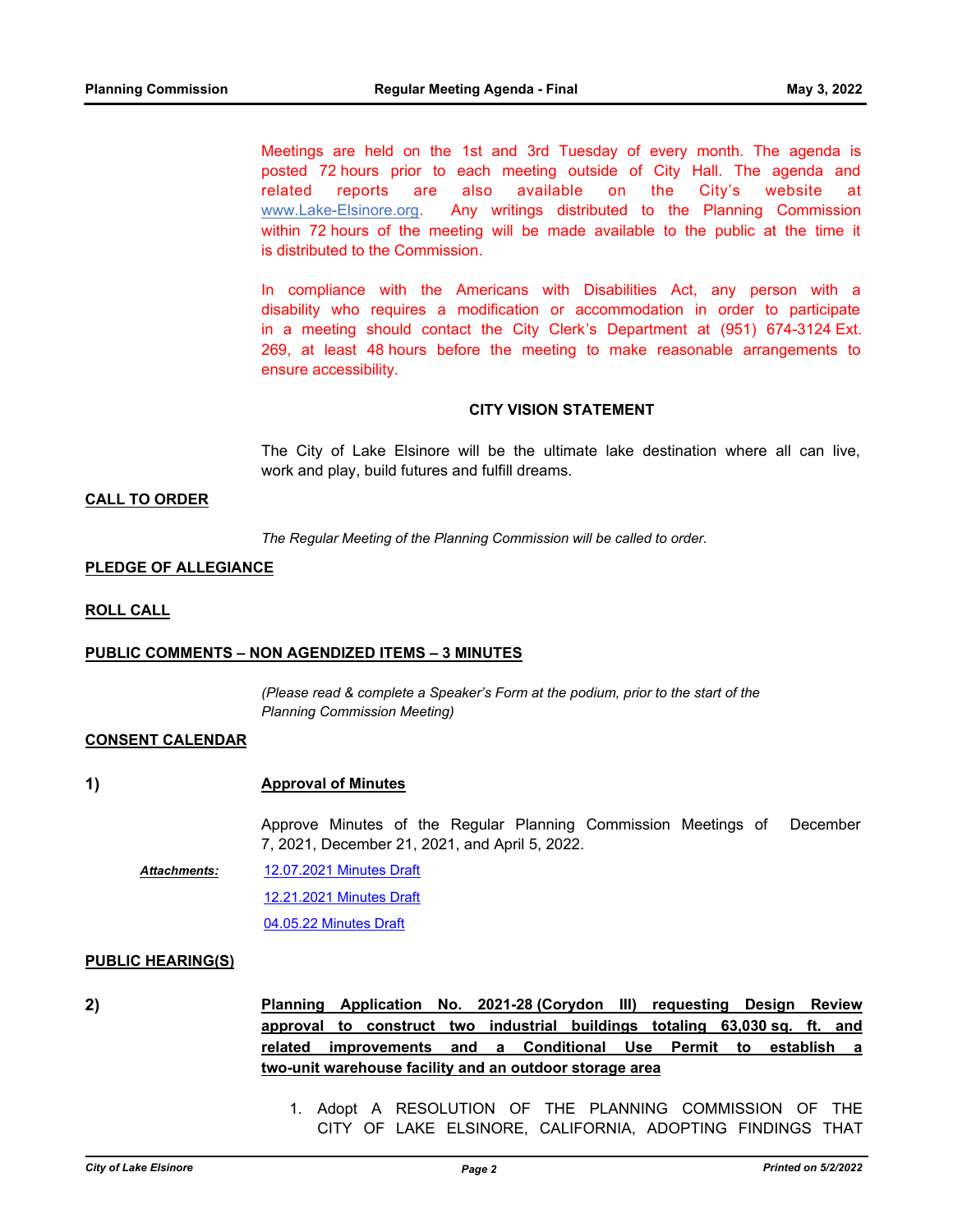Meetings are held on the 1st and 3rd Tuesday of every month. The agenda is posted 72 hours prior to each meeting outside of City Hall. The agenda and related reports are also available on the City's website at www.Lake-Elsinore.org. Any writings distributed to the Planning Commission within 72 hours of the meeting will be made available to the public at the time it is distributed to the Commission.

In compliance with the Americans with Disabilities Act, any person with a disability who requires a modification or accommodation in order to participate in a meeting should contact the City Clerk's Department at (951) 674-3124 Ext. 269, at least 48 hours before the meeting to make reasonable arrangements to ensure accessibility.

**CITY VISION STATEMENT**

The City of Lake Elsinore will be the ultimate lake destination where all can live, work and play, build futures and fulfill dreams.

**CALL TO ORDER**

*The Regular Meeting of the Planning Commission will be called to order.*

**PLEDGE OF ALLEGIANCE**

**ROLL CALL**

**PUBLIC COMMENTS – NON AGENDIZED ITEMS – 3 MINUTES**

*(Please read & complete a Speaker's Form at the podium, prior to the start of the Planning Commission Meeting)*

**CONSENT CALENDAR**

**1) Approval of Minutes**

Approve Minutes of the Regular Planning Commission Meetings of December 7, 2021, December 21, 2021, and April 5, 2022.

***Attachments:*** 12.07.2021 Minutes Draft

12.21.2021 Minutes Draft

04.05.22 Minutes Draft

**PUBLIC HEARING(S)**

**2) Planning Application No. 2021-28 (Corydon III) requesting Design Review approval to construct two industrial buildings totaling 63,030 sq. ft. and related improvements and a Conditional Use Permit to establish a two-unit warehouse facility and an outdoor storage area**

1. Adopt A RESOLUTION OF THE PLANNING COMMISSION OF THE CITY OF LAKE ELSINORE, CALIFORNIA, ADOPTING FINDINGS THAT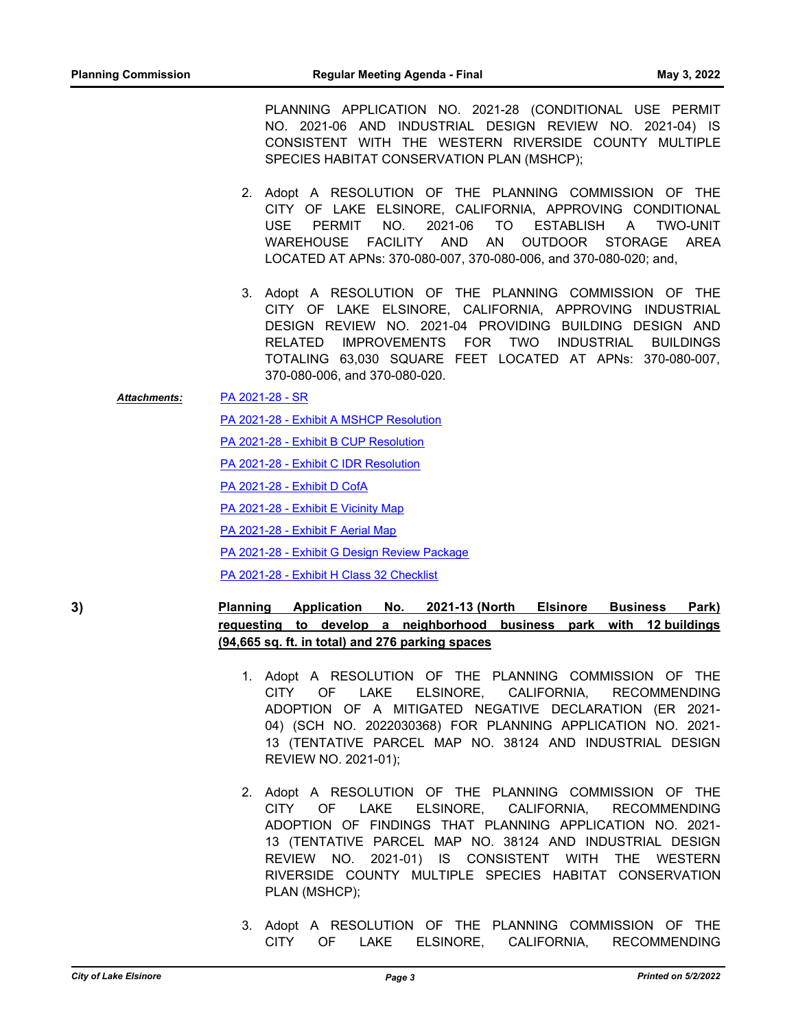PLANNING APPLICATION NO. 2021-28 (CONDITIONAL USE PERMIT NO. 2021-06 AND INDUSTRIAL DESIGN REVIEW NO. 2021-04) IS CONSISTENT WITH THE WESTERN RIVERSIDE COUNTY MULTIPLE SPECIES HABITAT CONSERVATION PLAN (MSHCP);

2. Adopt A RESOLUTION OF THE PLANNING COMMISSION OF THE CITY OF LAKE ELSINORE, CALIFORNIA, APPROVING CONDITIONAL USE PERMIT NO. 2021-06 TO ESTABLISH A TWO-UNIT WAREHOUSE FACILITY AND AN OUTDOOR STORAGE AREA LOCATED AT APNs: 370-080-007, 370-080-006, and 370-080-020; and,

3. Adopt A RESOLUTION OF THE PLANNING COMMISSION OF THE CITY OF LAKE ELSINORE, CALIFORNIA, APPROVING INDUSTRIAL DESIGN REVIEW NO. 2021-04 PROVIDING BUILDING DESIGN AND RELATED IMPROVEMENTS FOR TWO INDUSTRIAL BUILDINGS TOTALING 63,030 SQUARE FEET LOCATED AT APNs: 370-080-007, 370-080-006, and 370-080-020.

***Attachments:***

PA 2021-28 - SR

PA 2021-28 - Exhibit A MSHCP Resolution

PA 2021-28 - Exhibit B CUP Resolution

PA 2021-28 - Exhibit C IDR Resolution

PA 2021-28 - Exhibit D CofA

PA 2021-28 - Exhibit E Vicinity Map

PA 2021-28 - Exhibit F Aerial Map

PA 2021-28 - Exhibit G Design Review Package

PA 2021-28 - Exhibit H Class 32 Checklist

**3)** **Planning Application No. 2021-13 (North Elsinore Business Park) requesting to develop a neighborhood business park with 12 buildings (94,665 sq. ft. in total) and 276 parking spaces**

1. Adopt A RESOLUTION OF THE PLANNING COMMISSION OF THE CITY OF LAKE ELSINORE, CALIFORNIA, RECOMMENDING ADOPTION OF A MITIGATED NEGATIVE DECLARATION (ER 2021-04) (SCH NO. 2022030368) FOR PLANNING APPLICATION NO. 2021-13 (TENTATIVE PARCEL MAP NO. 38124 AND INDUSTRIAL DESIGN REVIEW NO. 2021-01);

2. Adopt A RESOLUTION OF THE PLANNING COMMISSION OF THE CITY OF LAKE ELSINORE, CALIFORNIA, RECOMMENDING ADOPTION OF FINDINGS THAT PLANNING APPLICATION NO. 2021-13 (TENTATIVE PARCEL MAP NO. 38124 AND INDUSTRIAL DESIGN REVIEW NO. 2021-01) IS CONSISTENT WITH THE WESTERN RIVERSIDE COUNTY MULTIPLE SPECIES HABITAT CONSERVATION PLAN (MSHCP);

3. Adopt A RESOLUTION OF THE PLANNING COMMISSION OF THE CITY OF LAKE ELSINORE, CALIFORNIA, RECOMMENDING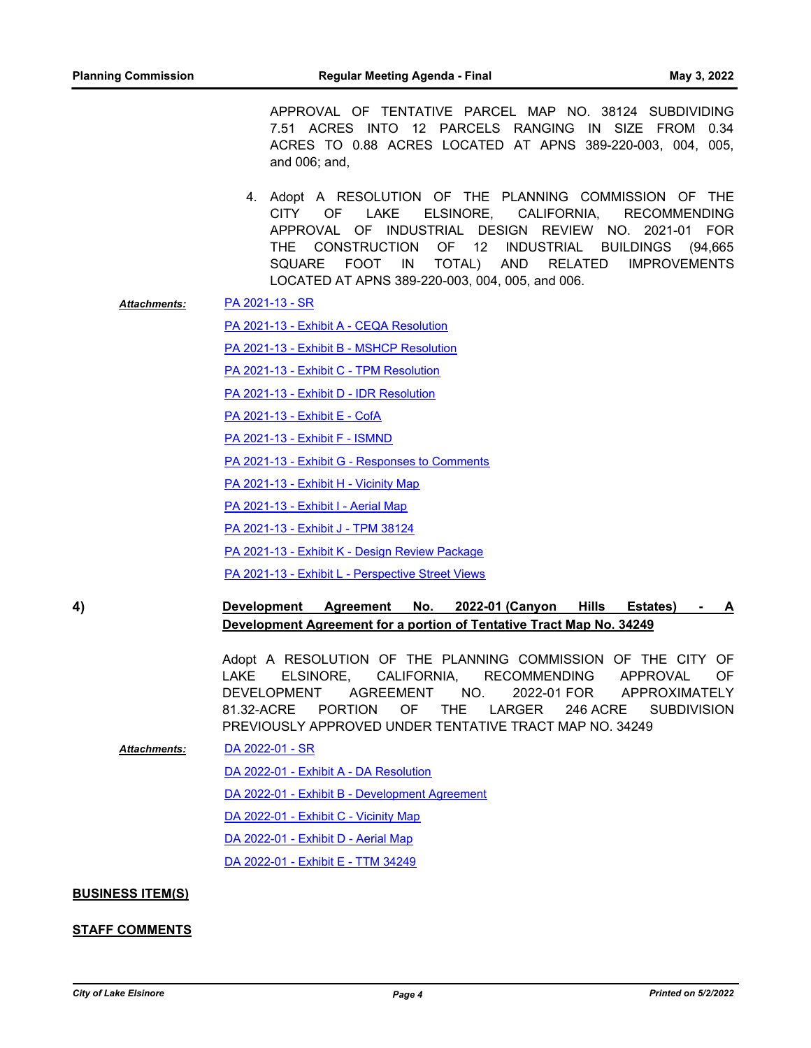APPROVAL OF TENTATIVE PARCEL MAP NO. 38124 SUBDIVIDING 7.51 ACRES INTO 12 PARCELS RANGING IN SIZE FROM 0.34 ACRES TO 0.88 ACRES LOCATED AT APNS 389-220-003, 004, 005, and 006; and,

4. Adopt A RESOLUTION OF THE PLANNING COMMISSION OF THE CITY OF LAKE ELSINORE, CALIFORNIA, RECOMMENDING APPROVAL OF INDUSTRIAL DESIGN REVIEW NO. 2021-01 FOR THE CONSTRUCTION OF 12 INDUSTRIAL BUILDINGS (94,665 SQUARE FOOT IN TOTAL) AND RELATED IMPROVEMENTS LOCATED AT APNS 389-220-003, 004, 005, and 006.

***Attachments:***

PA 2021-13 - SR

PA 2021-13 - Exhibit A - CEQA Resolution

PA 2021-13 - Exhibit B - MSHCP Resolution

PA 2021-13 - Exhibit C - TPM Resolution

PA 2021-13 - Exhibit D - IDR Resolution

PA 2021-13 - Exhibit E - CofA

PA 2021-13 - Exhibit F - ISMND

PA 2021-13 - Exhibit G - Responses to Comments

PA 2021-13 - Exhibit H - Vicinity Map

PA 2021-13 - Exhibit I - Aerial Map

PA 2021-13 - Exhibit J - TPM 38124

PA 2021-13 - Exhibit K - Design Review Package

PA 2021-13 - Exhibit L - Perspective Street Views

**4)** **Development Agreement No. 2022-01 (Canyon Hills Estates) - A Development Agreement for a portion of Tentative Tract Map No. 34249**

Adopt A RESOLUTION OF THE PLANNING COMMISSION OF THE CITY OF LAKE ELSINORE, CALIFORNIA, RECOMMENDING APPROVAL OF DEVELOPMENT AGREEMENT NO. 2022-01 FOR APPROXIMATELY 81.32-ACRE PORTION OF THE LARGER 246 ACRE SUBDIVISION PREVIOUSLY APPROVED UNDER TENTATIVE TRACT MAP NO. 34249

***Attachments:***

DA 2022-01 - SR

DA 2022-01 - Exhibit A - DA Resolution

DA 2022-01 - Exhibit B - Development Agreement

DA 2022-01 - Exhibit C - Vicinity Map

DA 2022-01 - Exhibit D - Aerial Map

DA 2022-01 - Exhibit E - TTM 34249

**BUSINESS ITEM(S)**

**STAFF COMMENTS**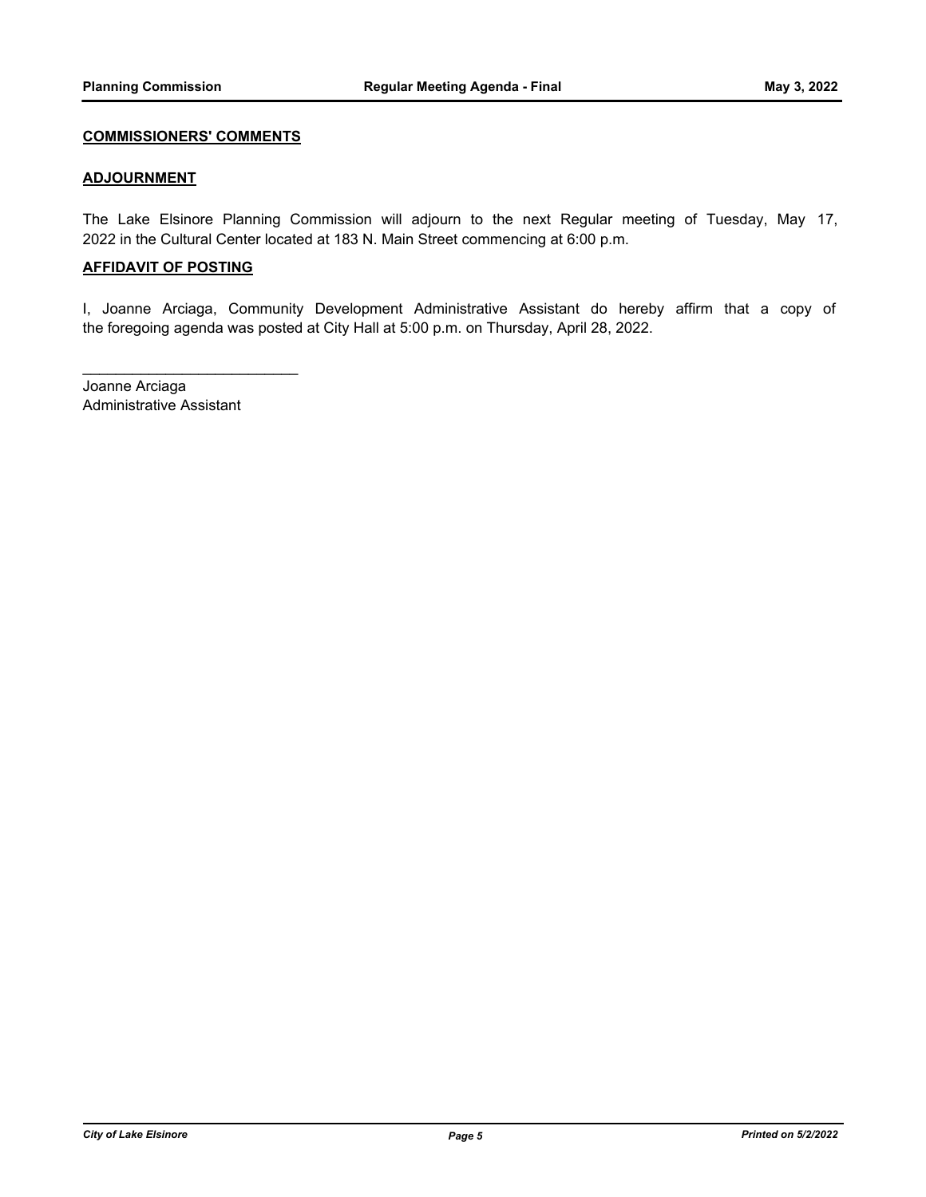**COMMISSIONERS' COMMENTS**

**ADJOURNMENT**

The Lake Elsinore Planning Commission will adjourn to the next Regular meeting of Tuesday, May 17, 2022 in the Cultural Center located at 183 N. Main Street commencing at 6:00 p.m.

**AFFIDAVIT OF POSTING**

I, Joanne Arciaga, Community Development Administrative Assistant do hereby affirm that a copy of the foregoing agenda was posted at City Hall at 5:00 p.m. on Thursday, April 28, 2022.

___________________________

Joanne Arciaga
Administrative Assistant